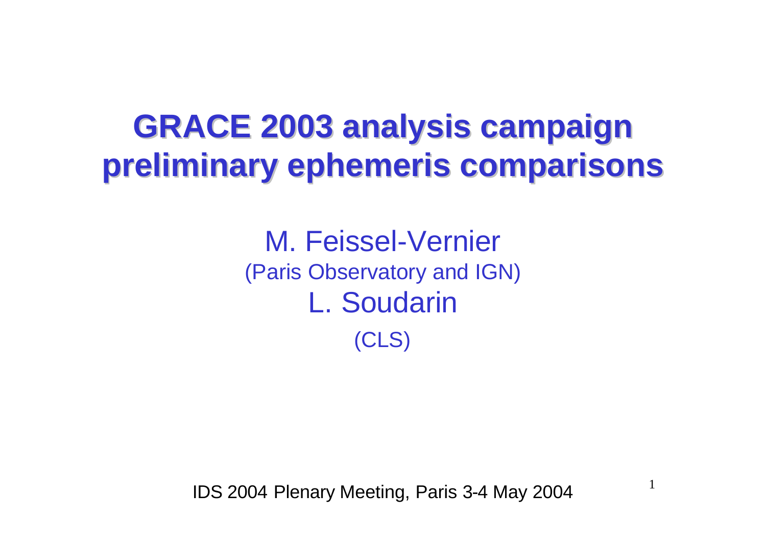# GRACE 2003 analysis campaign preliminary ephemeris comparisons

M. Feissel-Vernier

(Paris Observatory and IGN)

L. Soudarin

(CLS)

IDS 2004 Plenary Meeting, Paris 3-4 May 2004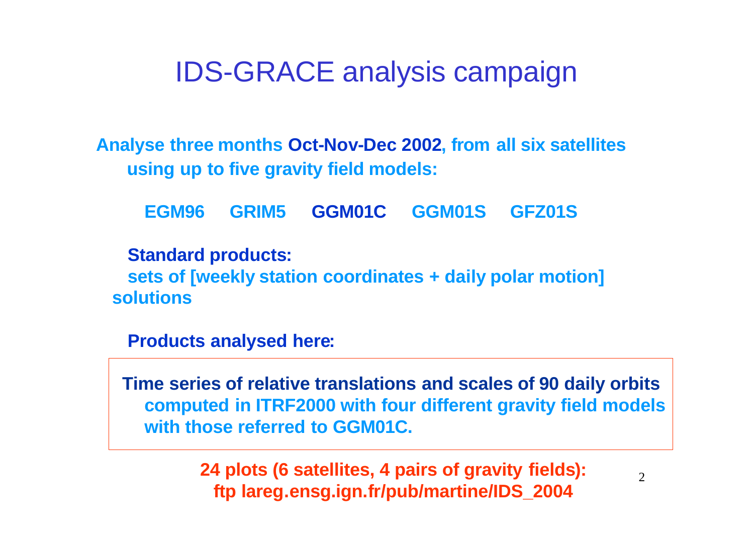# IDS-GRACE analysis campaign

**Analyse three months Oct-Nov-Dec 2002, from all six satellites using up to five gravity field models:**

**EGM96 GRIM5 GGM01C GGM01S GFZ01S**

**Standard products:**

**sets of [weekly station coordinates + daily polar motion] solutions**

**Products analysed here:**

**Time series of relative translations and scales of 90 daily orbits computed in ITRF2000 with four different gravity field models with those referred to GGM01C.**

**24 plots (6 satellites, 4 pairs of gravity fields): ftp lareg.ensg.ign.fr/pub/martine/IDS_2004**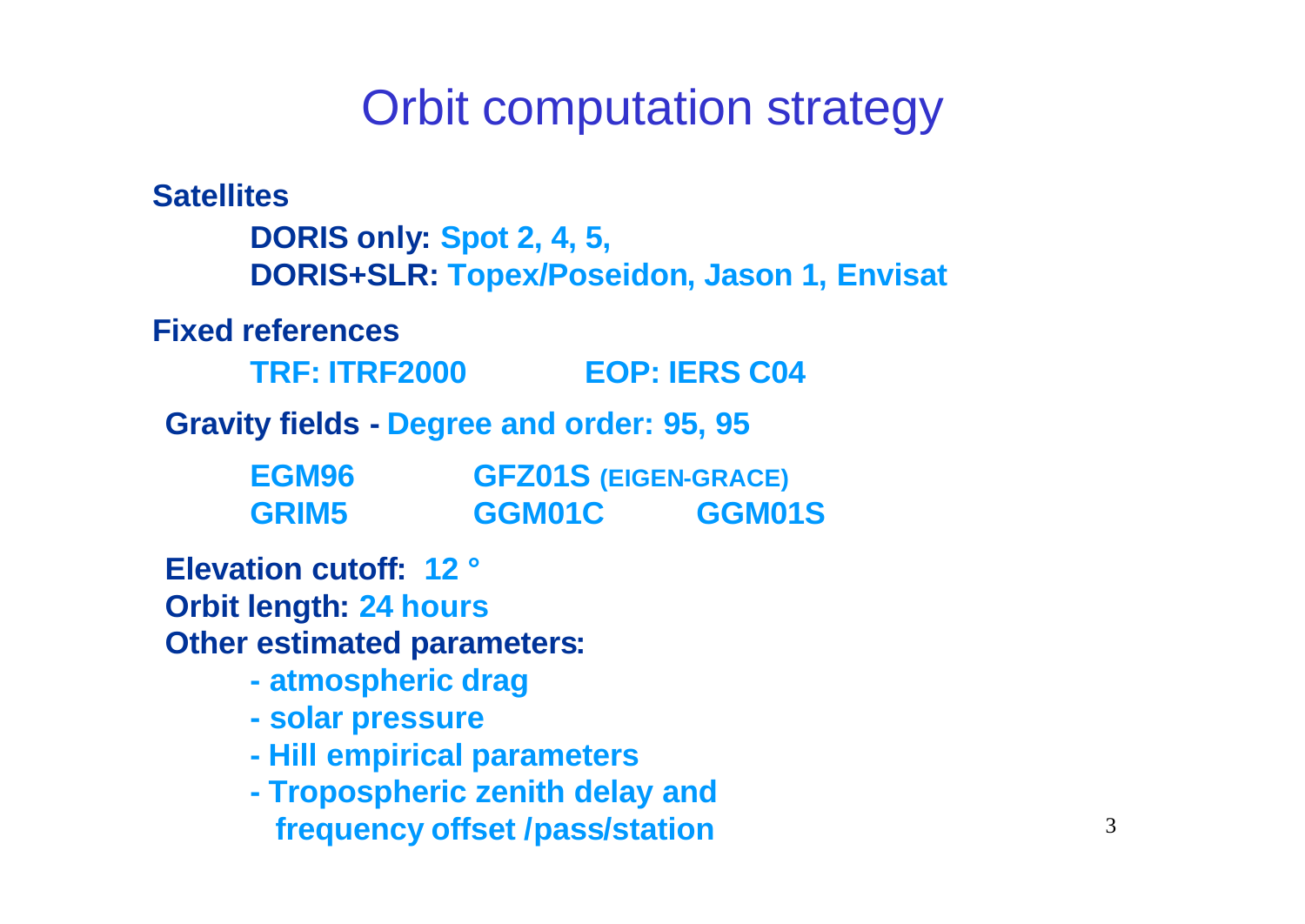# Orbit computation strategy

**Satellites**

**DORIS only:** **Spot 2, 4, 5,**
**DORIS+SLR:** **Topex/Poseidon, Jason 1, Envisat**

**Fixed references**

**TRF: ITRF2000** **EOP: IERS C04**

**Gravity fields -** **Degree and order: 95, 95**

**EGM96** **GFZ01S (EIGEN-GRACE)**
**GRIM5** **GGM01C** **GGM01S**

**Elevation cutoff:** **12 °**
**Orbit length:** **24 hours**
**Other estimated parameters:**

- **atmospheric drag**
- **solar pressure**
- **Hill empirical parameters**
- **Tropospheric zenith delay and frequency offset /pass/station**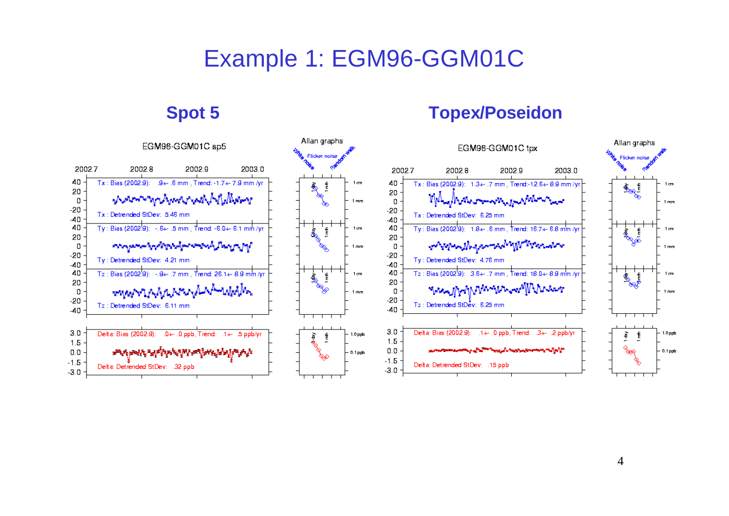# Example 1: EGM96-GGM01C

## Spot 5

EGM96-GGM01C sp5

Tx : Bias (2002.9): .9+- .6 mm , Trend: -1.7+- 7.9 mm /yr

Tx : Detrended StDev: 5.46 mm

Ty : Bias (2002.9): -.6+- .5 mm , Trend: -6.0+- 6.1 mm /yr

Ty : Detrended StDev: 4.21 mm

Tz : Bias (2002.9): -.9+- .7 mm , Trend: 26.1+- 8.9 mm /yr

Tz : Detrended StDev: 6.11 mm

Delta: Bias (2002.9): .0+- .0 ppb, Trend: .1+- .5 ppb/yr

Delta: Detrended StDev: .32 ppb

Allan graphs

## Topex/Poseidon

EGM96-GGM01C tpx

Tx : Bias (2002.9): 1.3+- .7 mm , Trend:-12.6+- 8.9 mm /yr

Tx : Detrended StDev: 6.25 mm

Ty : Bias (2002.9): 1.8+- .6 mm , Trend: 16.7+- 6.8 mm /yr

Ty : Detrended StDev: 4.76 mm

Tz : Bias (2002.9): 3.6+- .7 mm , Trend: 18.0+- 8.9 mm /yr

Tz : Detrended StDev: 6.25 mm

Delta: Bias (2002.9): .1+- .0 ppb, Trend: .3+- .2 ppb/yr

Delta: Detrended StDev: .15 ppb

Allan graphs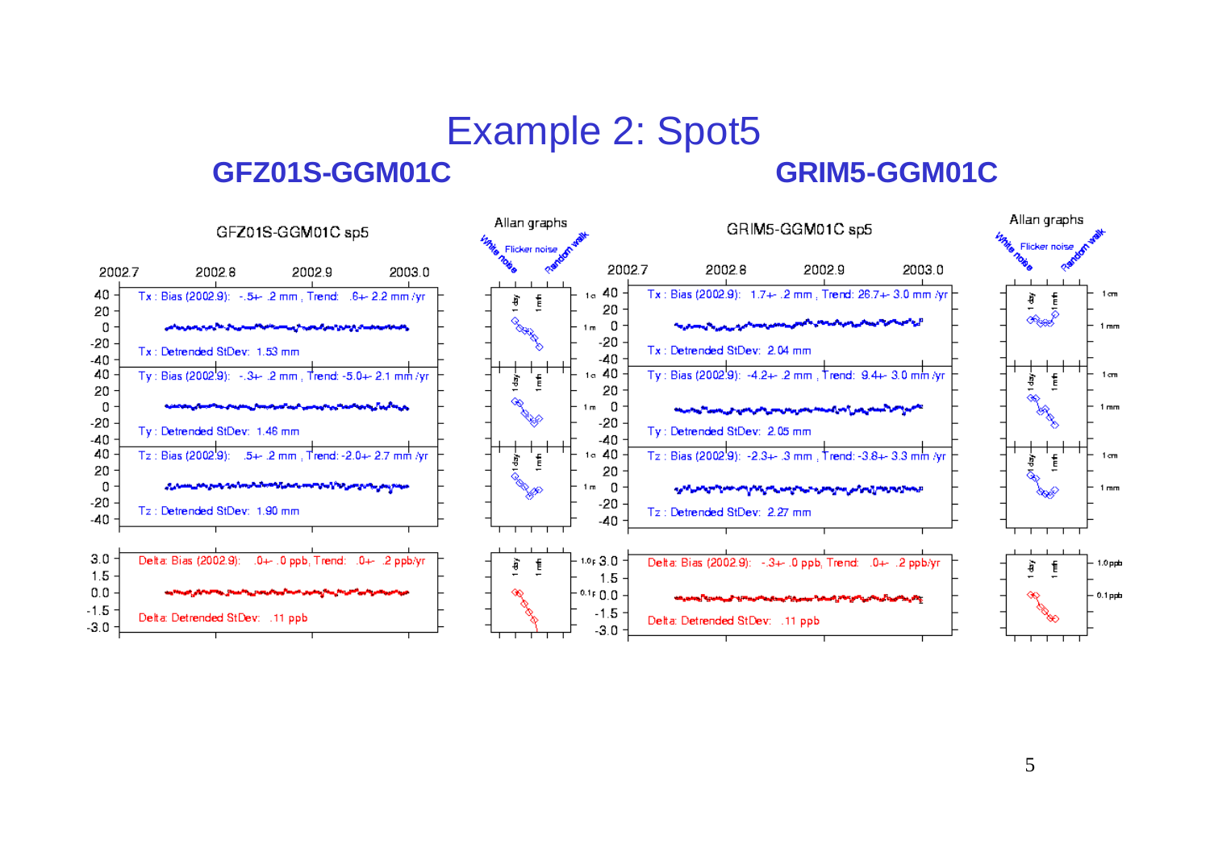# Example 2: Spot5

**GFZ01S-GGM01C** **GRIM5-GGM01C**

GFZ01S-GGM01C sp5

Tx : Bias (2002.9): -.5+- .2 mm , Trend: .6+- 2.2 mm /yr

Tx : Detrended StDev: 1.53 mm

Ty : Bias (2002.9): -.3+- .2 mm , Trend: -5.0+- 2.1 mm /yr

Ty : Detrended StDev: 1.46 mm

Tz : Bias (2002.9): .5+- .2 mm , Trend: -2.0+- 2.7 mm /yr

Tz : Detrended StDev: 1.90 mm

Delta: Bias (2002.9): .0+- .0 ppb, Trend: .0+- .2 ppb/yr

Delta: Detrended StDev: .11 ppb

Allan graphs (White noise, Flicker noise, Random walk)

GRIM5-GGM01C sp5

Tx : Bias (2002.9): 1.7+- .2 mm , Trend: 26.7+- 3.0 mm /yr

Tx : Detrended StDev: 2.04 mm

Ty : Bias (2002.9): -4.2+- .2 mm , Trend: 9.4+- 3.0 mm /yr

Ty : Detrended StDev: 2.05 mm

Tz : Bias (2002.9): -2.3+- .3 mm , Trend: -3.8+- 3.3 mm /yr

Tz : Detrended StDev: 2.27 mm

Delta: Bias (2002.9): -.3+- .0 ppb, Trend: .0+- .2 ppb/yr

Delta: Detrended StDev: .11 ppb

Allan graphs (White noise, Flicker noise, Random walk)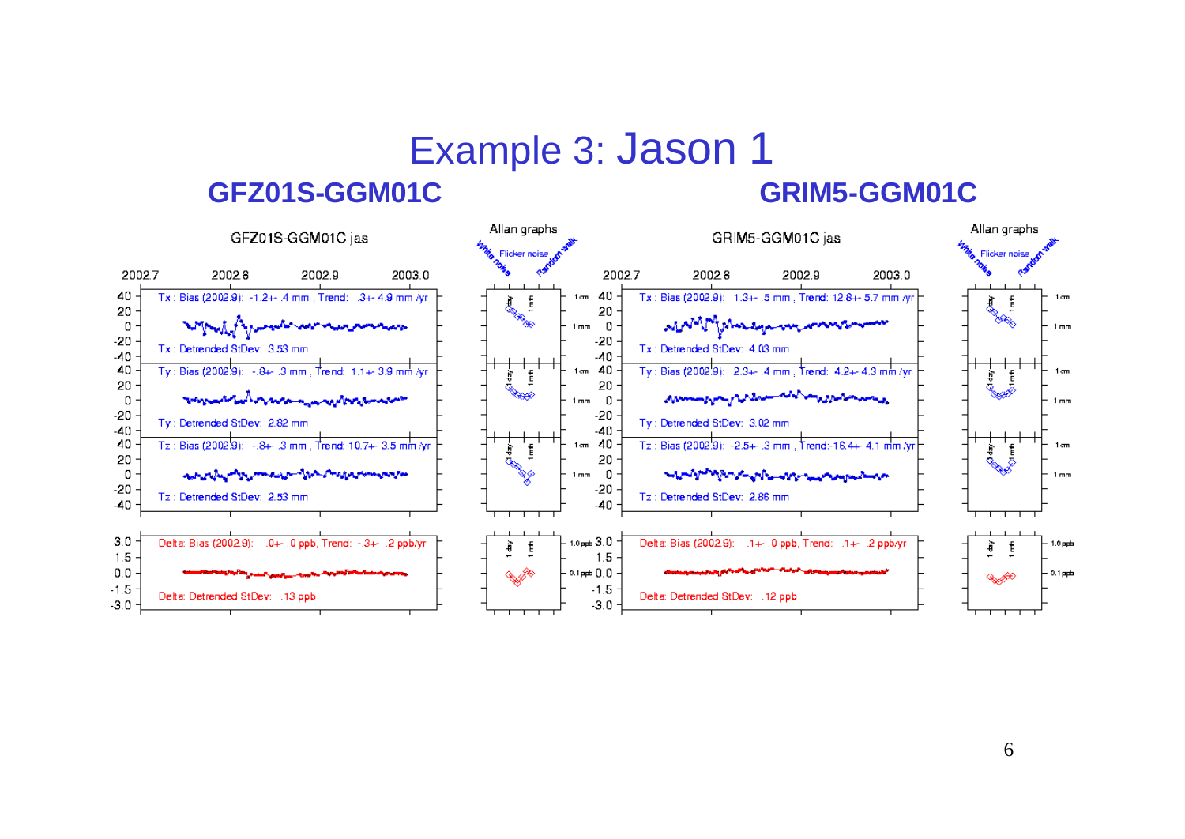# Example 3: Jason 1

## GFZ01S-GGM01C

GFZ01S-GGM01C jas

Tx : Bias (2002.9): -1.2+- .4 mm , Trend: .3+- 4.9 mm /yr

Tx : Detrended StDev: 3.53 mm

Ty : Bias (2002.9): -.8+- .3 mm , Trend: 1.1+- 3.9 mm /yr

Ty : Detrended StDev: 2.82 mm

Tz : Bias (2002.9): -.8+- .3 mm , Trend: 10.7+- 3.5 mm /yr

Tz : Detrended StDev: 2.53 mm

Delta: Bias (2002.9): .0+- .0 ppb, Trend: -.3+- .2 ppb/yr

Delta: Detrended StDev: .13 ppb

## GRIM5-GGM01C

GRIM5-GGM01C jas

Tx : Bias (2002.9): 1.3+- .5 mm , Trend: 12.8+- 5.7 mm /yr

Tx : Detrended StDev: 4.03 mm

Ty : Bias (2002.9): 2.3+- .4 mm , Trend: 4.2+- 4.3 mm /yr

Ty : Detrended StDev: 3.02 mm

Tz : Bias (2002.9): -2.5+- .3 mm , Trend:-16.4+- 4.1 mm /yr

Tz : Detrended StDev: 2.86 mm

Delta: Bias (2002.9): .1+- .0 ppb, Trend: .1+- .2 ppb/yr

Delta: Detrended StDev: .12 ppb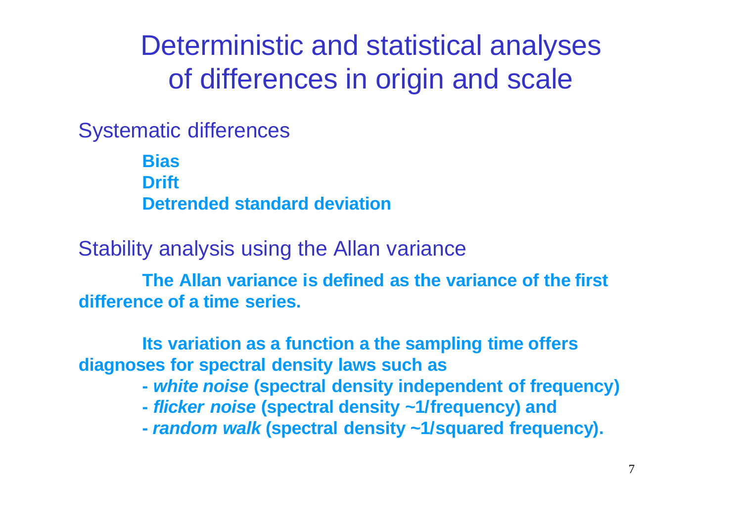# Deterministic and statistical analyses of differences in origin and scale

## Systematic differences

**Bias**
**Drift**
**Detrended standard deviation**

## Stability analysis using the Allan variance

**The Allan variance is defined as the variance of the first difference of a time series.**

**Its variation as a function a the sampling time offers diagnoses for spectral density laws such as**

- ***white noise* (spectral density independent of frequency)**
- ***flicker noise* (spectral density ~1/frequency) and**
- ***random walk* (spectral density ~1/squared frequency).**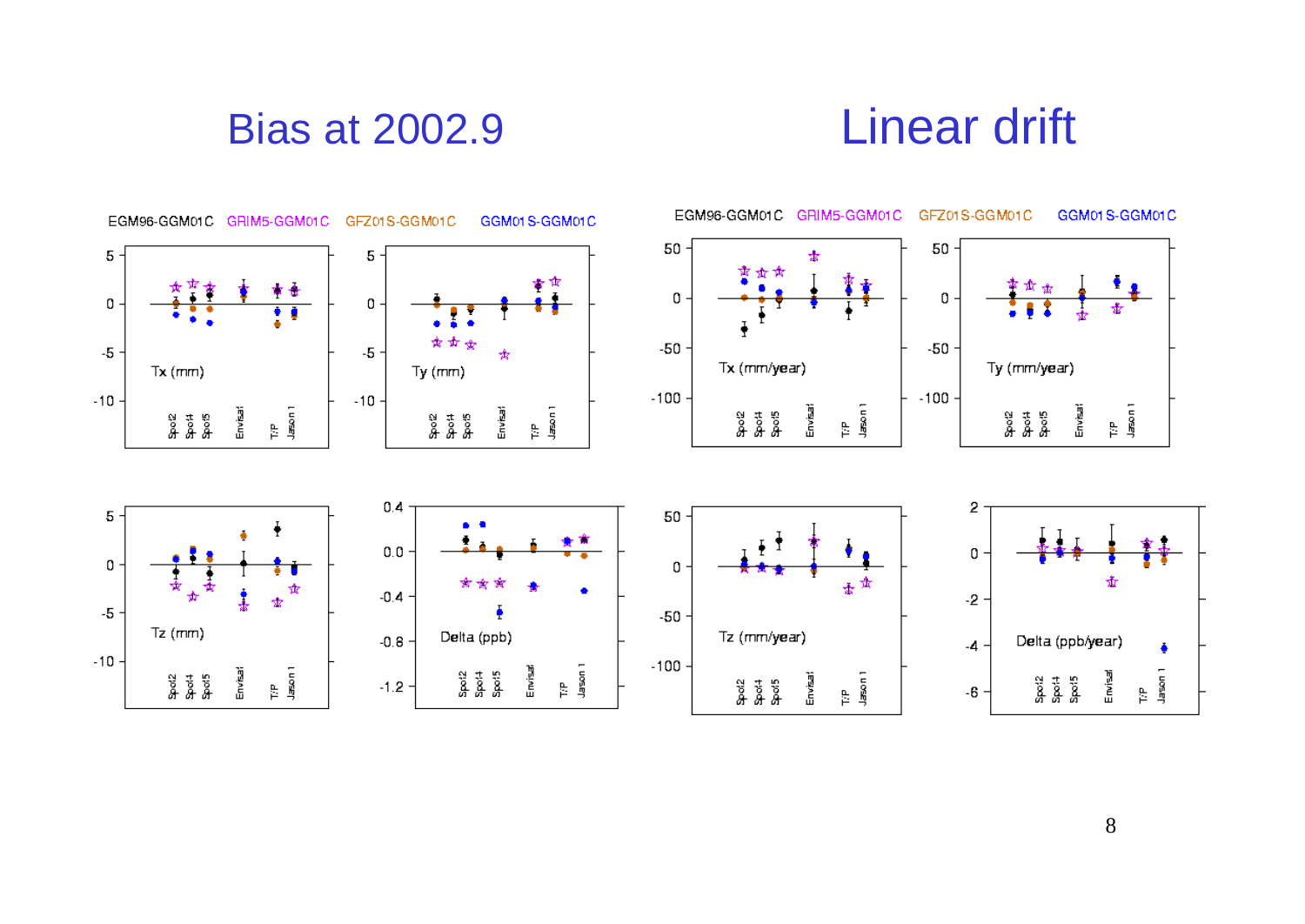# Bias at 2002.9

EGM96-GGM01C GRIM5-GGM01C GFZ01S-GGM01C GGM01S-GGM01C

Tx (mm)

Ty (mm)

Tz (mm)

Delta (ppb)

Spot2 Spot4 Spot5 Envisat T/P Jason 1

# Linear drift

EGM96-GGM01C GRIM5-GGM01C GFZ01S-GGM01C GGM01S-GGM01C

Tx (mm/year)

Ty (mm/year)

Tz (mm/year)

Delta (ppb/year)

Spot2 Spot4 Spot5 Envisat T/P Jason 1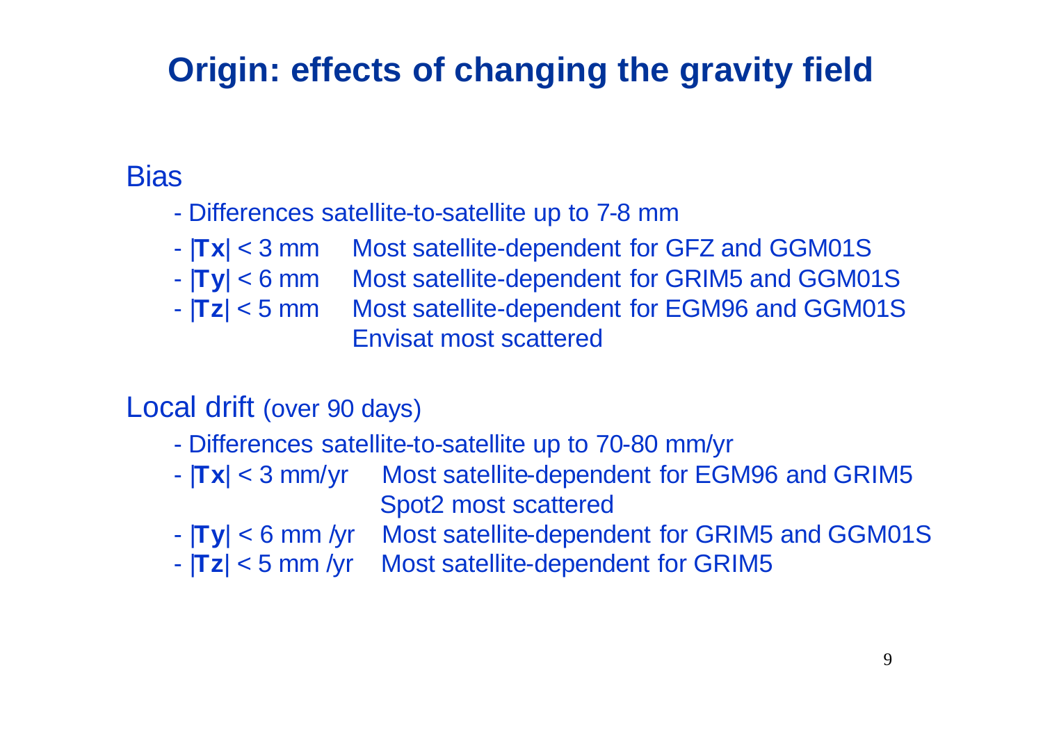# Origin: effects of changing the gravity field

## Bias

- Differences satellite-to-satellite up to 7-8 mm
- |**Tx**| < 3 mm  Most satellite-dependent for GFZ and GGM01S
- |**Ty**| < 6 mm  Most satellite-dependent for GRIM5 and GGM01S
- |**Tz**| < 5 mm  Most satellite-dependent for EGM96 and GGM01S
  Envisat most scattered

## Local drift (over 90 days)

- Differences satellite-to-satellite up to 70-80 mm/yr
- |**Tx**| < 3 mm/yr  Most satellite-dependent for EGM96 and GRIM5
  Spot2 most scattered
- |**Ty**| < 6 mm /yr  Most satellite-dependent for GRIM5 and GGM01S
- |**Tz**| < 5 mm /yr  Most satellite-dependent for GRIM5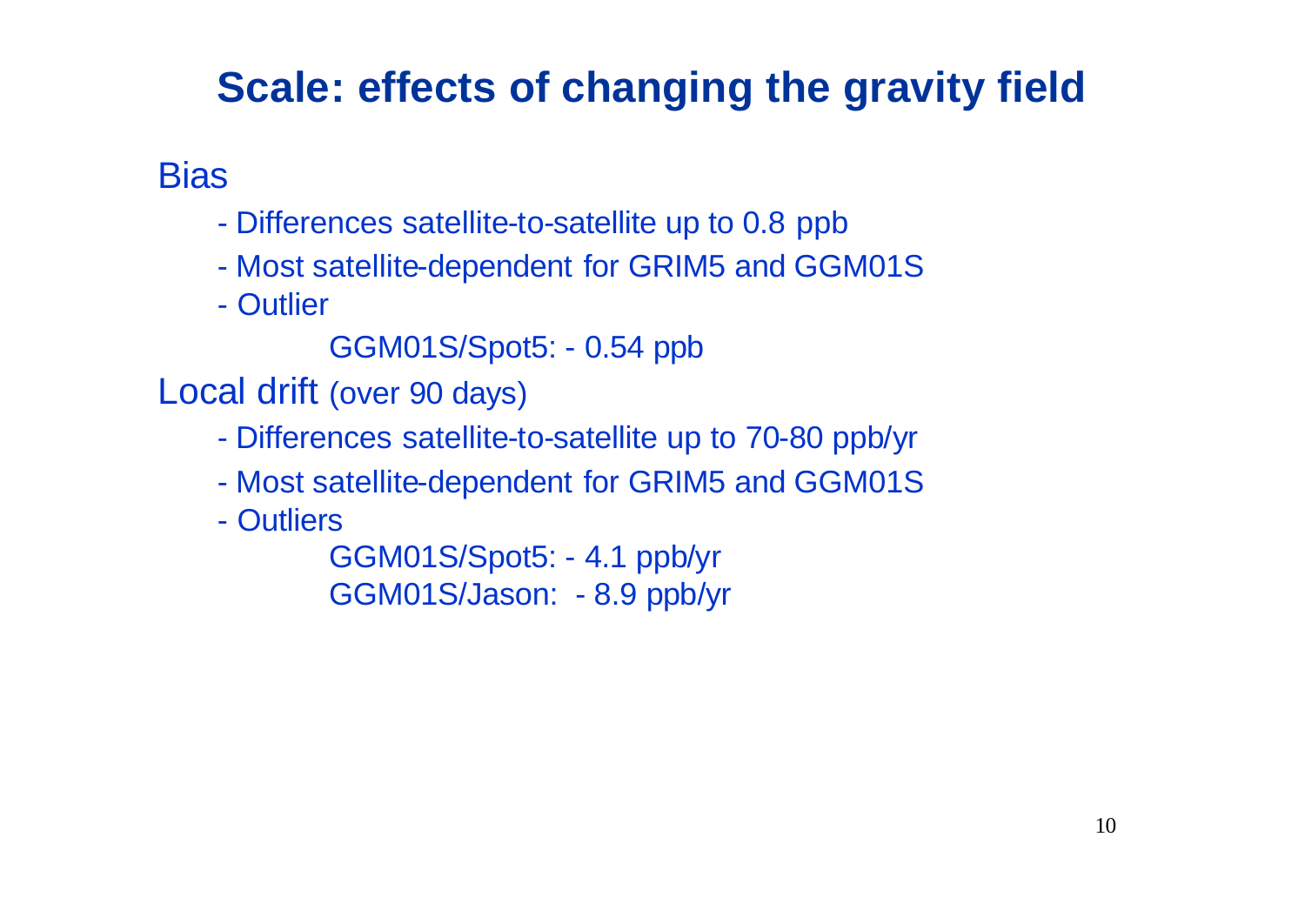# Scale: effects of changing the gravity field

Bias

- Differences satellite-to-satellite up to 0.8 ppb
- Most satellite-dependent for GRIM5 and GGM01S
- Outlier

    GGM01S/Spot5: - 0.54 ppb

Local drift (over 90 days)

- Differences satellite-to-satellite up to 70-80 ppb/yr
- Most satellite-dependent for GRIM5 and GGM01S
- Outliers

    GGM01S/Spot5: - 4.1 ppb/yr
    GGM01S/Jason: - 8.9 ppb/yr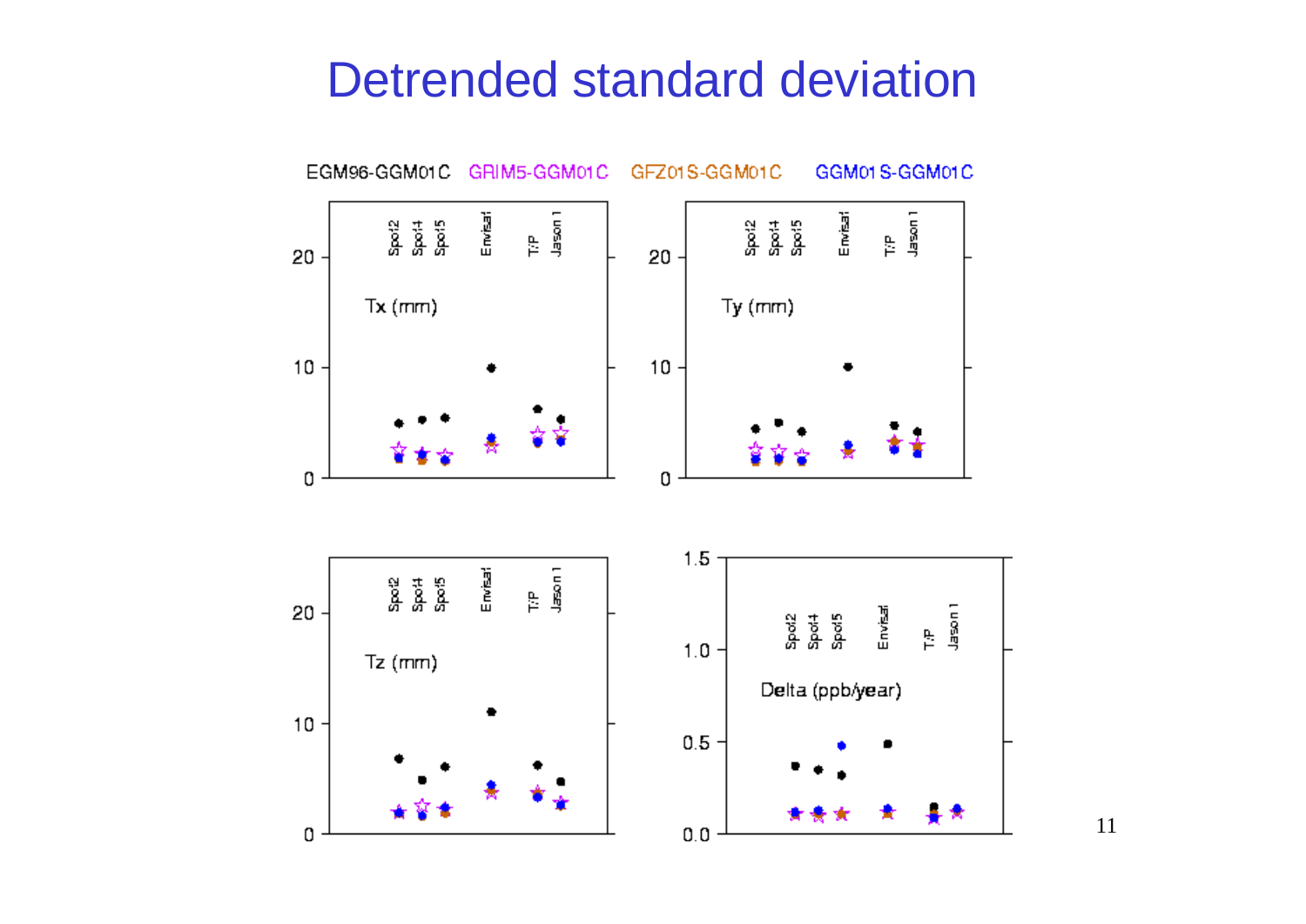# Detrended standard deviation

EGM96-GGM01C GRIM5-GGM01C GFZ01S-GGM01C GGM01S-GGM01C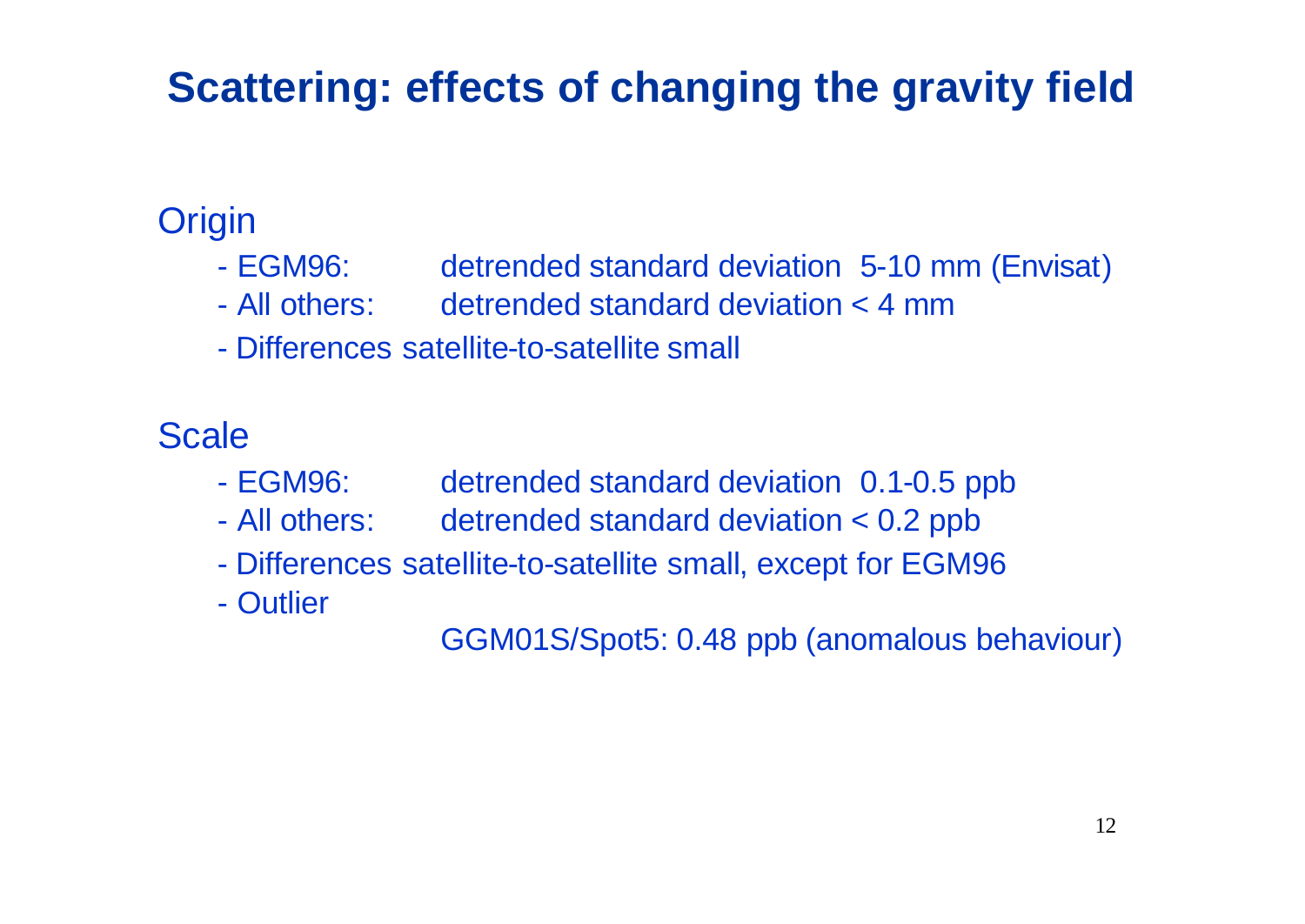# Scattering: effects of changing the gravity field

## Origin

- EGM96: detrended standard deviation 5-10 mm (Envisat)
- All others: detrended standard deviation < 4 mm
- Differences satellite-to-satellite small

## Scale

- EGM96: detrended standard deviation 0.1-0.5 ppb
- All others: detrended standard deviation < 0.2 ppb
- Differences satellite-to-satellite small, except for EGM96
- Outlier

  GGM01S/Spot5: 0.48 ppb (anomalous behaviour)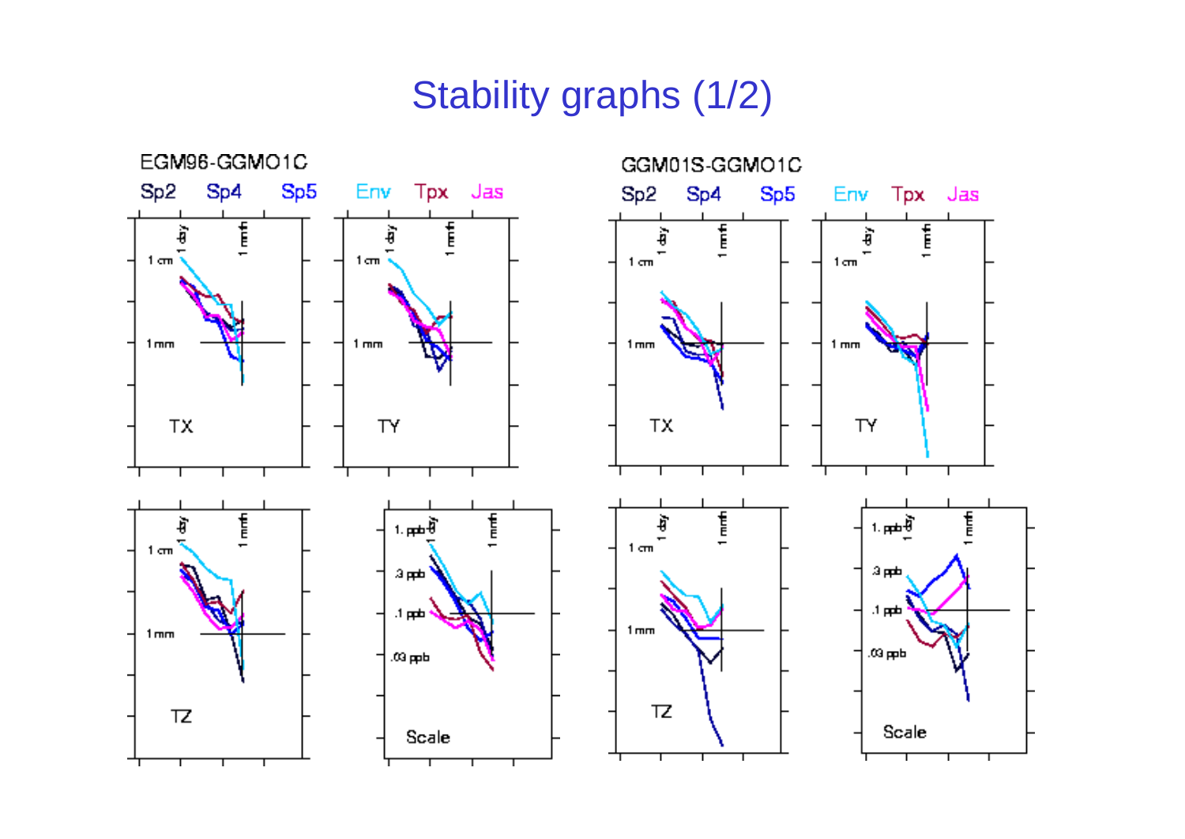# Stability graphs (1/2)

EGM96-GGMO1C

Sp2 Sp4 Sp5 Env Tpx Jas

TX TY TZ Scale

GGM01S-GGMO1C

Sp2 Sp4 Sp5 Env Tpx Jas

TX TY TZ Scale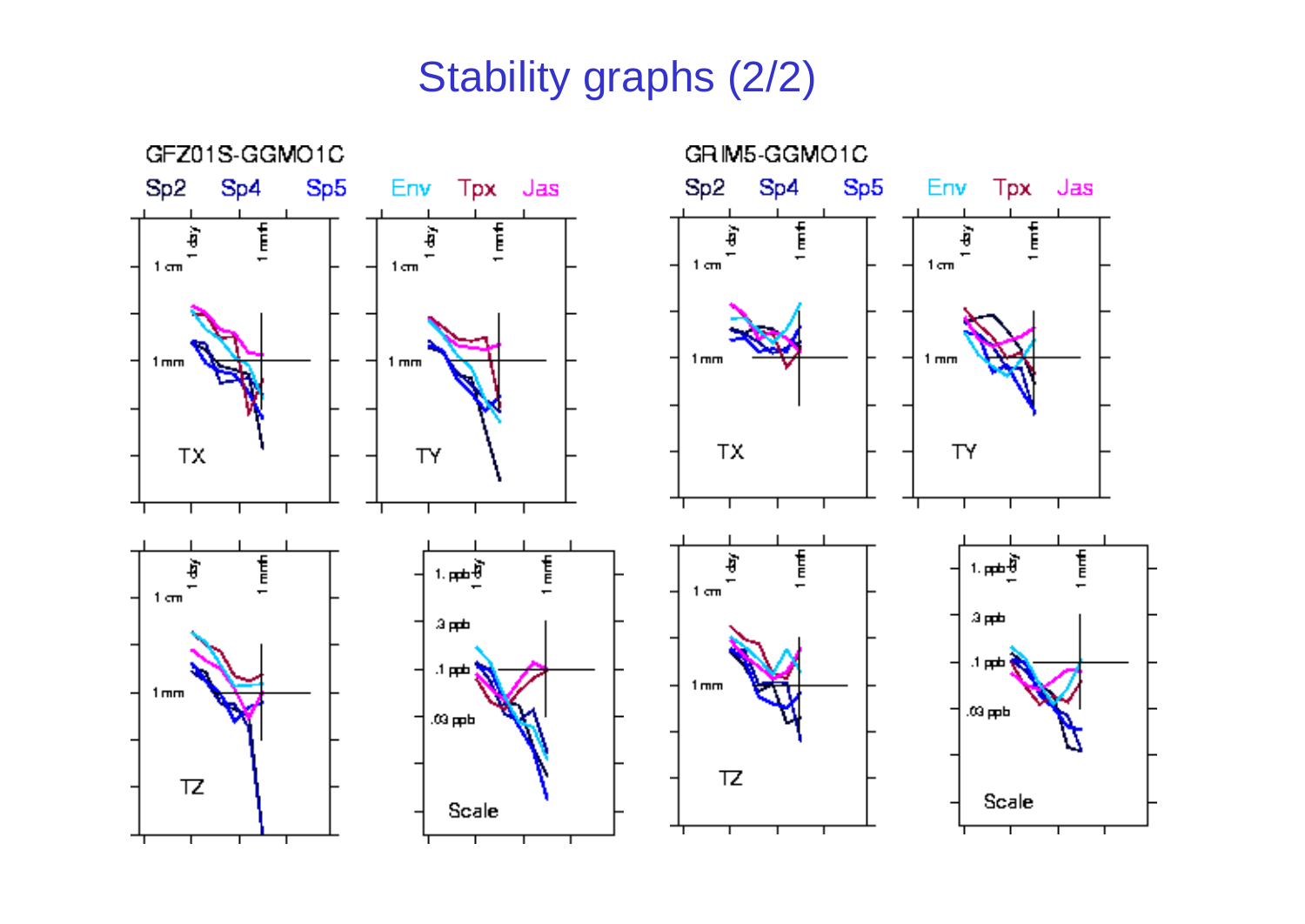# Stability graphs (2/2)

GFZ01S-GGMO1C

Sp2 Sp4 Sp5 Env Tpx Jas

GRIM5-GGMO1C

Sp2 Sp4 Sp5 Env Tpx Jas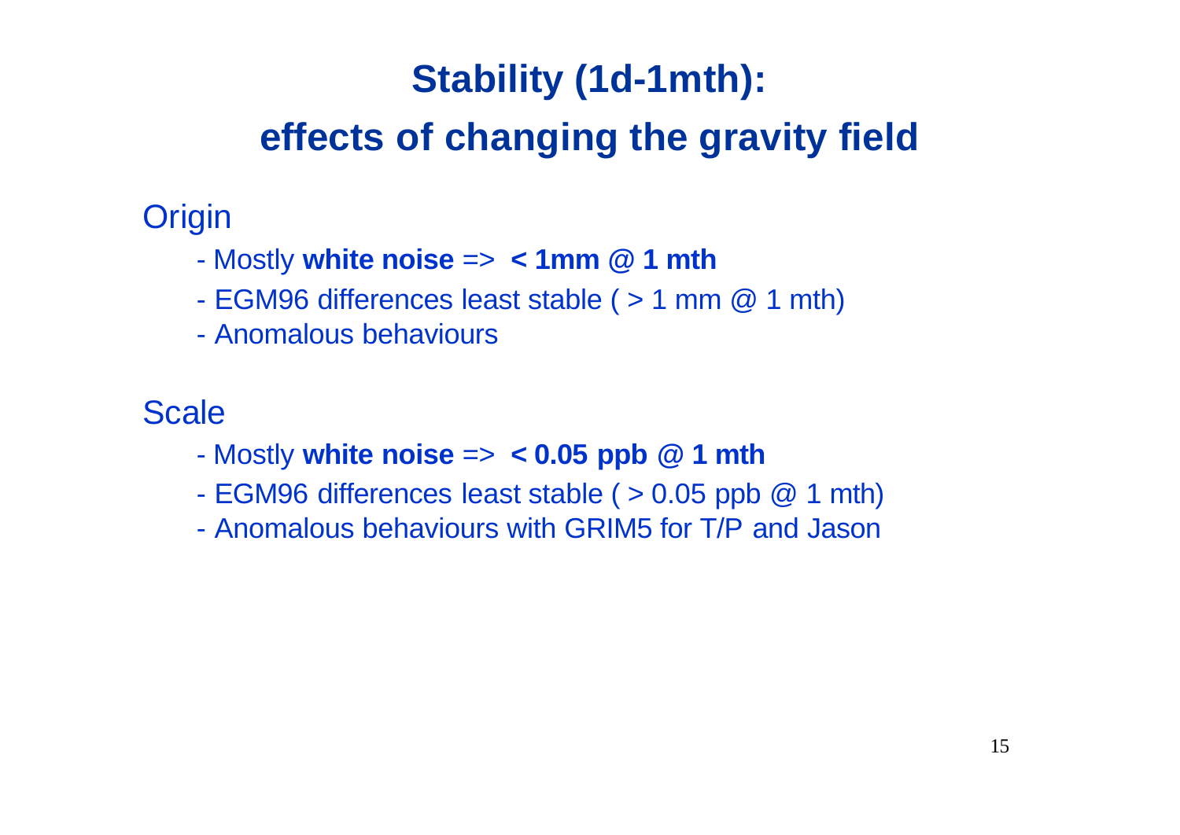# Stability (1d-1mth):
# effects of changing the gravity field

Origin

- Mostly **white noise** => **< 1mm @ 1 mth**
- EGM96 differences least stable ( > 1 mm @ 1 mth)
- Anomalous behaviours

Scale

- Mostly **white noise** => **< 0.05 ppb @ 1 mth**
- EGM96 differences least stable ( > 0.05 ppb @ 1 mth)
- Anomalous behaviours with GRIM5 for T/P and Jason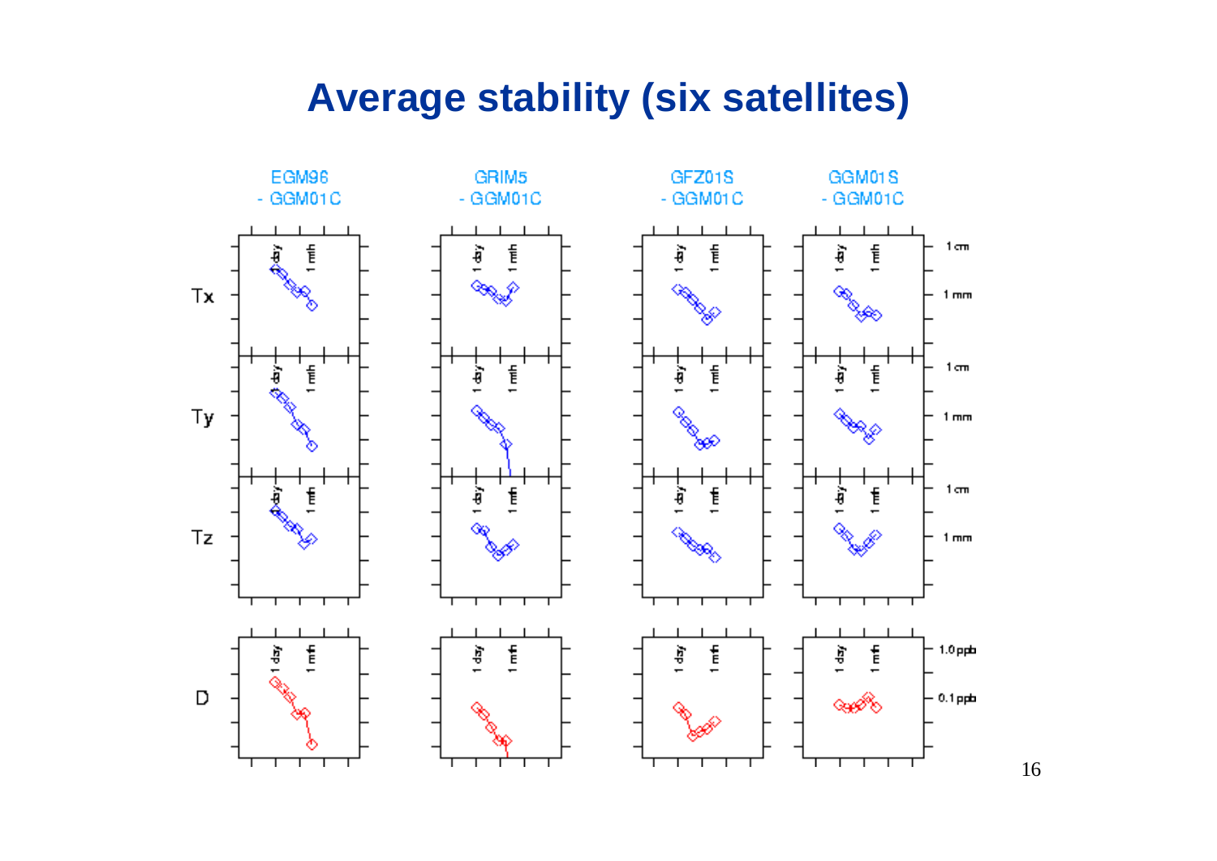# Average stability (six satellites)

EGM96 - GGM01C

GRIM5 - GGM01C

GFZ01S - GGM01C

GGM01S - GGM01C

Tx

Ty

Tz

D

1 day

1 mth

1 cm

1 mm

1.0 ppb

0.1 ppb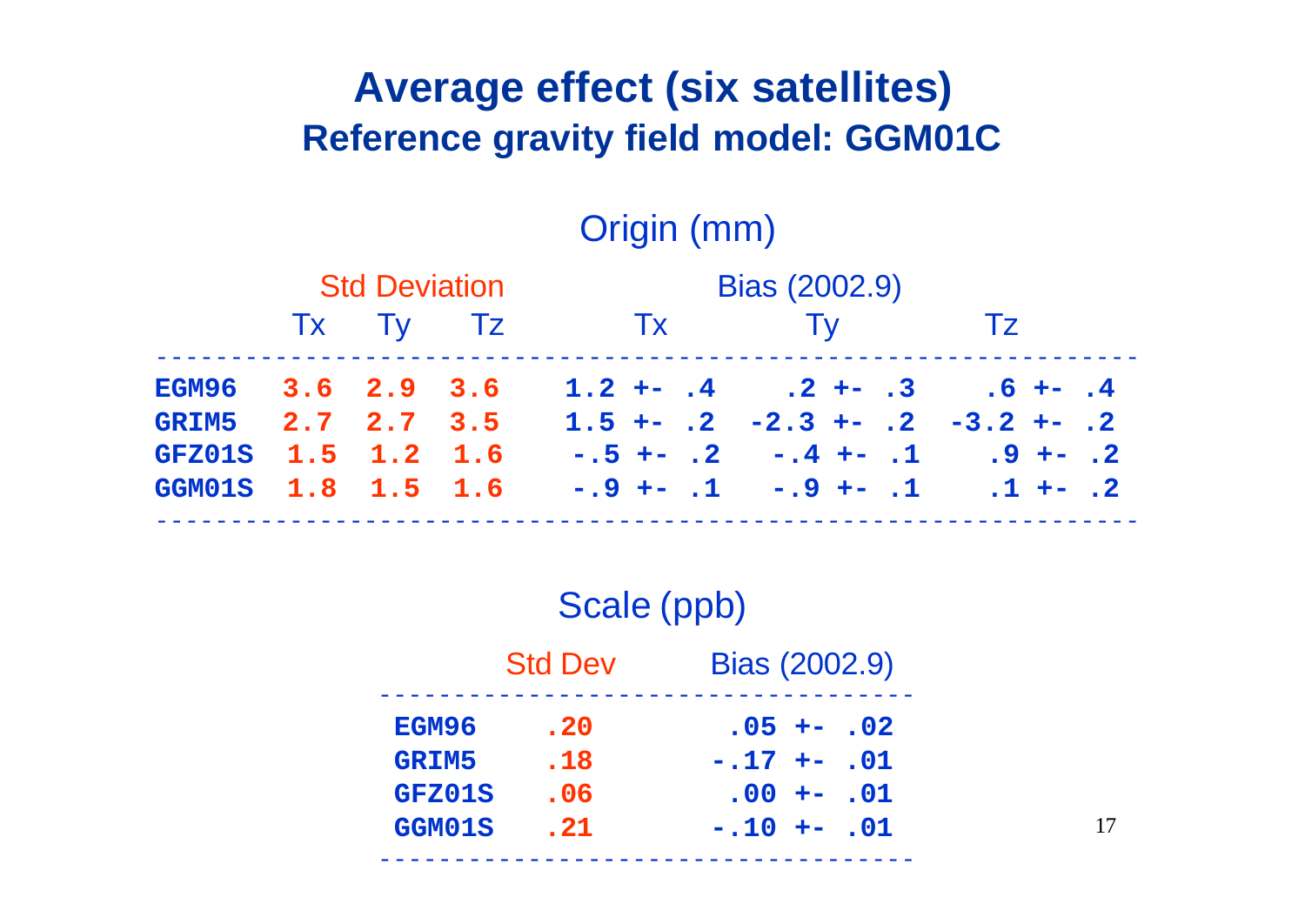# Average effect (six satellites)

## Reference gravity field model: GGM01C

### Origin (mm)

| | Std Deviation | | | Bias (2002.9) | | |
|---|---|---|---|---|---|---|
| | Tx | Ty | Tz | Tx | Ty | Tz |
| EGM96 | 3.6 | 2.9 | 3.6 | 1.2 +- .4 | .2 +- .3 | .6 +- .4 |
| GRIM5 | 2.7 | 2.7 | 3.5 | 1.5 +- .2 | -2.3 +- .2 | -3.2 +- .2 |
| GFZ01S | 1.5 | 1.2 | 1.6 | -.5 +- .2 | -.4 +- .1 | .9 +- .2 |
| GGM01S | 1.8 | 1.5 | 1.6 | -.9 +- .1 | -.9 +- .1 | .1 +- .2 |

### Scale (ppb)

| | Std Dev | Bias (2002.9) |
|---|---|---|
| EGM96 | .20 | .05 +- .02 |
| GRIM5 | .18 | -.17 +- .01 |
| GFZ01S | .06 | .00 +- .01 |
| GGM01S | .21 | -.10 +- .01 |